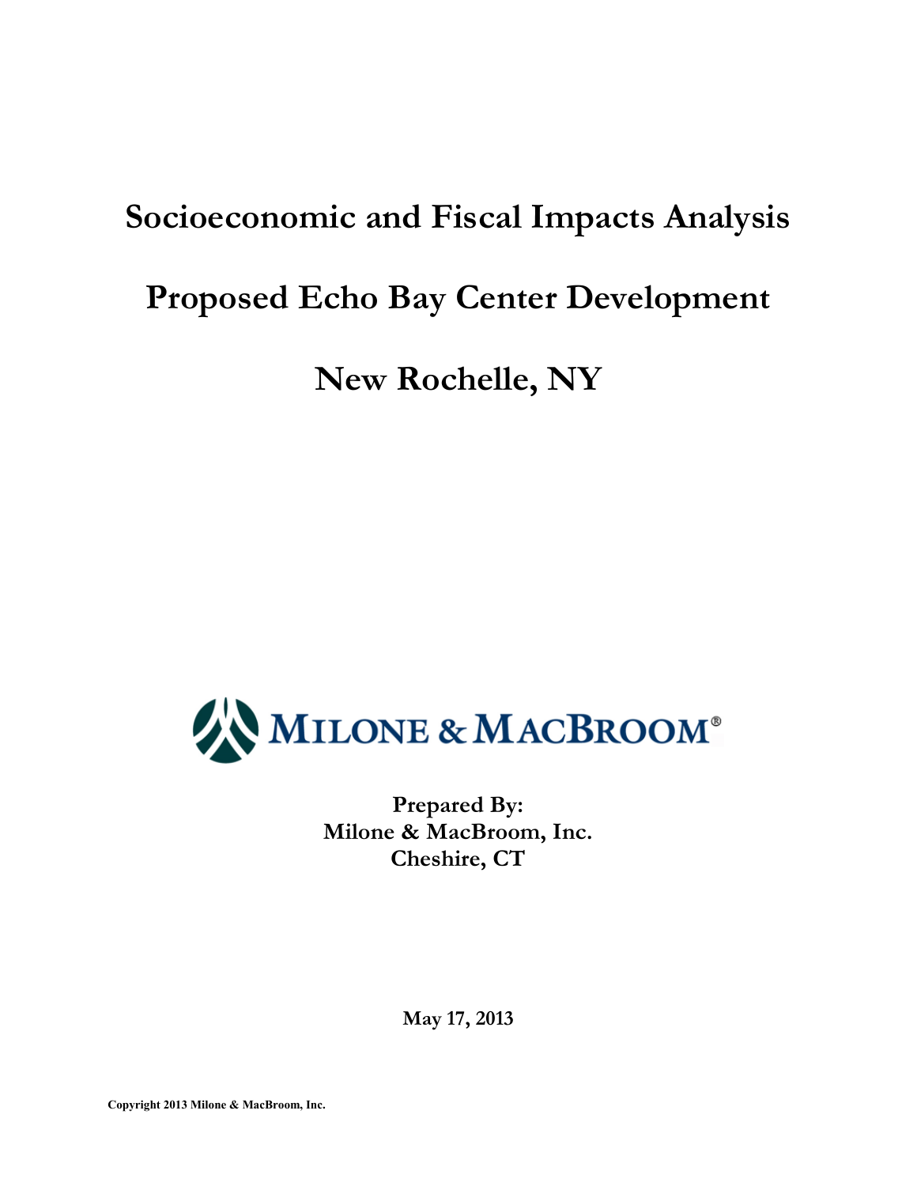# Socioeconomic and Fiscal Impacts Analysis

# Proposed Echo Bay Center Development

# New Rochelle, NY

MILONE & MACBROOM®

**Prepared By:**
**Milone & MacBroom, Inc.**
**Cheshire, CT**

**May 17, 2013**

**Copyright 2013 Milone & MacBroom, Inc.**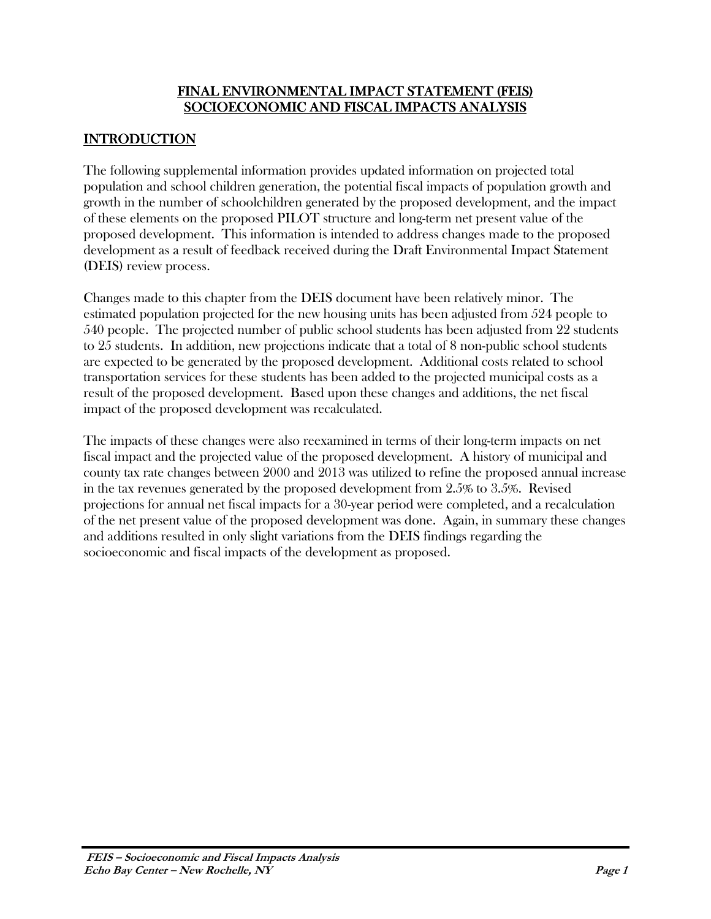# FINAL ENVIRONMENTAL IMPACT STATEMENT (FEIS) SOCIOECONOMIC AND FISCAL IMPACTS ANALYSIS

## INTRODUCTION

The following supplemental information provides updated information on projected total population and school children generation, the potential fiscal impacts of population growth and growth in the number of schoolchildren generated by the proposed development, and the impact of these elements on the proposed PILOT structure and long-term net present value of the proposed development. This information is intended to address changes made to the proposed development as a result of feedback received during the Draft Environmental Impact Statement (DEIS) review process.

Changes made to this chapter from the DEIS document have been relatively minor. The estimated population projected for the new housing units has been adjusted from 524 people to 540 people. The projected number of public school students has been adjusted from 22 students to 25 students. In addition, new projections indicate that a total of 8 non-public school students are expected to be generated by the proposed development. Additional costs related to school transportation services for these students has been added to the projected municipal costs as a result of the proposed development. Based upon these changes and additions, the net fiscal impact of the proposed development was recalculated.

The impacts of these changes were also reexamined in terms of their long-term impacts on net fiscal impact and the projected value of the proposed development. A history of municipal and county tax rate changes between 2000 and 2013 was utilized to refine the proposed annual increase in the tax revenues generated by the proposed development from 2.5% to 3.5%. Revised projections for annual net fiscal impacts for a 30-year period were completed, and a recalculation of the net present value of the proposed development was done. Again, in summary these changes and additions resulted in only slight variations from the DEIS findings regarding the socioeconomic and fiscal impacts of the development as proposed.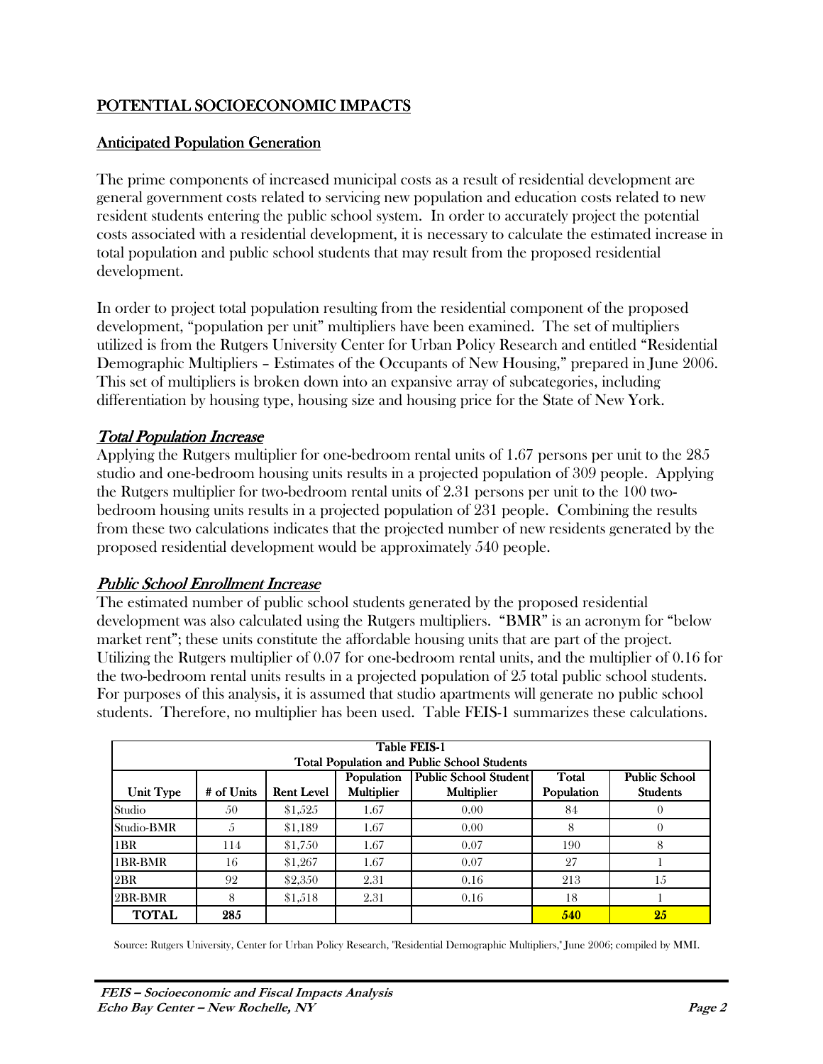# POTENTIAL SOCIOECONOMIC IMPACTS

## Anticipated Population Generation

The prime components of increased municipal costs as a result of residential development are general government costs related to servicing new population and education costs related to new resident students entering the public school system. In order to accurately project the potential costs associated with a residential development, it is necessary to calculate the estimated increase in total population and public school students that may result from the proposed residential development.

In order to project total population resulting from the residential component of the proposed development, "population per unit" multipliers have been examined. The set of multipliers utilized is from the Rutgers University Center for Urban Policy Research and entitled "Residential Demographic Multipliers – Estimates of the Occupants of New Housing," prepared in June 2006. This set of multipliers is broken down into an expansive array of subcategories, including differentiation by housing type, housing size and housing price for the State of New York.

### *Total Population Increase*

Applying the Rutgers multiplier for one-bedroom rental units of 1.67 persons per unit to the 285 studio and one-bedroom housing units results in a projected population of 309 people. Applying the Rutgers multiplier for two-bedroom rental units of 2.31 persons per unit to the 100 two-bedroom housing units results in a projected population of 231 people. Combining the results from these two calculations indicates that the projected number of new residents generated by the proposed residential development would be approximately 540 people.

### *Public School Enrollment Increase*

The estimated number of public school students generated by the proposed residential development was also calculated using the Rutgers multipliers. "BMR" is an acronym for "below market rent"; these units constitute the affordable housing units that are part of the project. Utilizing the Rutgers multiplier of 0.07 for one-bedroom rental units, and the multiplier of 0.16 for the two-bedroom rental units results in a projected population of 25 total public school students. For purposes of this analysis, it is assumed that studio apartments will generate no public school students. Therefore, no multiplier has been used. Table FEIS-1 summarizes these calculations.

**Table FEIS-1**
**Total Population and Public School Students**

| Unit Type | # of Units | Rent Level | Population Multiplier | Public School Student Multiplier | Total Population | Public School Students |
|---|---|---|---|---|---|---|
| Studio | 50 | $1,525 | 1.67 | 0.00 | 84 | 0 |
| Studio-BMR | 5 | $1,189 | 1.67 | 0.00 | 8 | 0 |
| 1BR | 114 | $1,750 | 1.67 | 0.07 | 190 | 8 |
| 1BR-BMR | 16 | $1,267 | 1.67 | 0.07 | 27 | 1 |
| 2BR | 92 | $2,350 | 2.31 | 0.16 | 213 | 15 |
| 2BR-BMR | 8 | $1,518 | 2.31 | 0.16 | 18 | 1 |
| **TOTAL** | **285** | | | | **540** | **25** |

Source: Rutgers University, Center for Urban Policy Research, "Residential Demographic Multipliers," June 2006; compiled by MMI.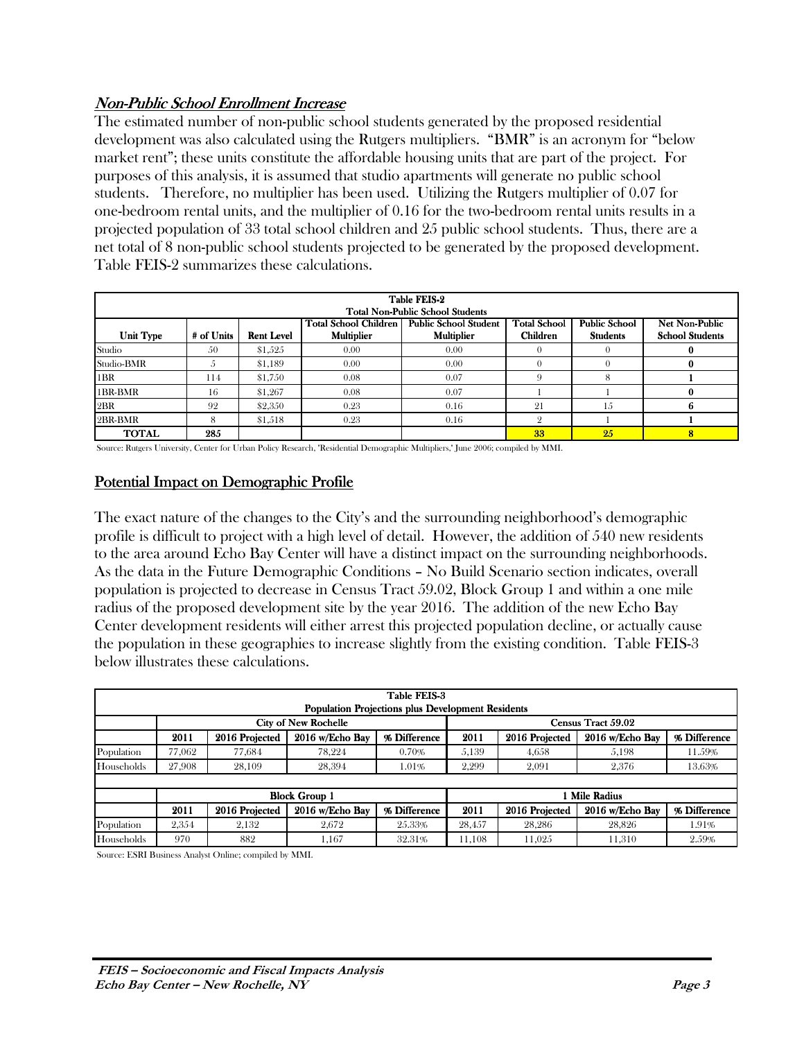## *Non-Public School Enrollment Increase*

The estimated number of non-public school students generated by the proposed residential development was also calculated using the Rutgers multipliers. "BMR" is an acronym for "below market rent"; these units constitute the affordable housing units that are part of the project. For purposes of this analysis, it is assumed that studio apartments will generate no public school students. Therefore, no multiplier has been used. Utilizing the Rutgers multiplier of 0.07 for one-bedroom rental units, and the multiplier of 0.16 for the two-bedroom rental units results in a projected population of 33 total school children and 25 public school students. Thus, there are a net total of 8 non-public school students projected to be generated by the proposed development. Table FEIS-2 summarizes these calculations.

**Table FEIS-2**
**Total Non-Public School Students**

| Unit Type | # of Units | Rent Level | Total School Children Multiplier | Public School Student Multiplier | Total School Children | Public School Students | Net Non-Public School Students |
|---|---|---|---|---|---|---|---|
| Studio | 50 | $1,525 | 0.00 | 0.00 | 0 | 0 | **0** |
| Studio-BMR | 5 | $1,189 | 0.00 | 0.00 | 0 | 0 | **0** |
| 1BR | 114 | $1,750 | 0.08 | 0.07 | 9 | 8 | **1** |
| 1BR-BMR | 16 | $1,267 | 0.08 | 0.07 | 1 | 1 | **0** |
| 2BR | 92 | $2,350 | 0.23 | 0.16 | 21 | 15 | **6** |
| 2BR-BMR | 8 | $1,518 | 0.23 | 0.16 | 2 | 1 | **1** |
| **TOTAL** | **285** | | | | **33** | **25** | **8** |

Source: Rutgers University, Center for Urban Policy Research, 'Residential Demographic Multipliers,' June 2006; compiled by MMI.

## Potential Impact on Demographic Profile

The exact nature of the changes to the City's and the surrounding neighborhood's demographic profile is difficult to project with a high level of detail. However, the addition of 540 new residents to the area around Echo Bay Center will have a distinct impact on the surrounding neighborhoods. As the data in the Future Demographic Conditions – No Build Scenario section indicates, overall population is projected to decrease in Census Tract 59.02, Block Group 1 and within a one mile radius of the proposed development site by the year 2016. The addition of the new Echo Bay Center development residents will either arrest this projected population decline, or actually cause the population in these geographies to increase slightly from the existing condition. Table FEIS-3 below illustrates these calculations.

**Table FEIS-3**
**Population Projections plus Development Residents**

| | City of New Rochelle | | | | Census Tract 59.02 | | | |
|---|---|---|---|---|---|---|---|---|
| | **2011** | **2016 Projected** | **2016 w/Echo Bay** | **% Difference** | **2011** | **2016 Projected** | **2016 w/Echo Bay** | **% Difference** |
| Population | 77,062 | 77,684 | 78,224 | 0.70% | 5,139 | 4,658 | 5,198 | 11.59% |
| Households | 27,908 | 28,109 | 28,394 | 1.01% | 2,299 | 2,091 | 2,376 | 13.63% |
| | **Block Group 1** | | | | **1 Mile Radius** | | | |
| | **2011** | **2016 Projected** | **2016 w/Echo Bay** | **% Difference** | **2011** | **2016 Projected** | **2016 w/Echo Bay** | **% Difference** |
| Population | 2,354 | 2,132 | 2,672 | 25.33% | 28,457 | 28,286 | 28,826 | 1.91% |
| Households | 970 | 882 | 1,167 | 32.31% | 11,108 | 11,025 | 11,310 | 2.59% |

Source: ESRI Business Analyst Online; compiled by MMI.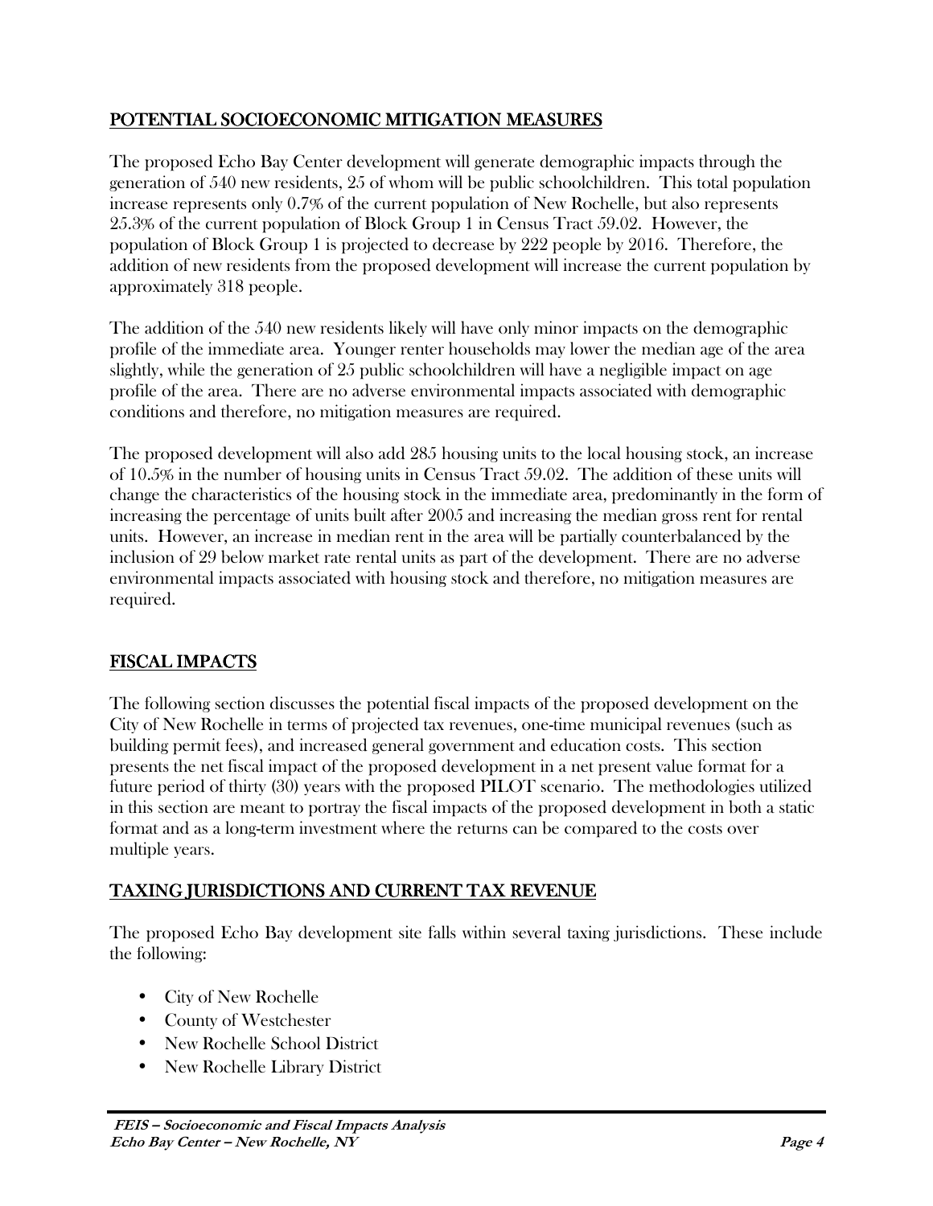## POTENTIAL SOCIOECONOMIC MITIGATION MEASURES

The proposed Echo Bay Center development will generate demographic impacts through the generation of 540 new residents, 25 of whom will be public schoolchildren. This total population increase represents only 0.7% of the current population of New Rochelle, but also represents 25.3% of the current population of Block Group 1 in Census Tract 59.02. However, the population of Block Group 1 is projected to decrease by 222 people by 2016. Therefore, the addition of new residents from the proposed development will increase the current population by approximately 318 people.

The addition of the 540 new residents likely will have only minor impacts on the demographic profile of the immediate area. Younger renter households may lower the median age of the area slightly, while the generation of 25 public schoolchildren will have a negligible impact on age profile of the area. There are no adverse environmental impacts associated with demographic conditions and therefore, no mitigation measures are required.

The proposed development will also add 285 housing units to the local housing stock, an increase of 10.5% in the number of housing units in Census Tract 59.02. The addition of these units will change the characteristics of the housing stock in the immediate area, predominantly in the form of increasing the percentage of units built after 2005 and increasing the median gross rent for rental units. However, an increase in median rent in the area will be partially counterbalanced by the inclusion of 29 below market rate rental units as part of the development. There are no adverse environmental impacts associated with housing stock and therefore, no mitigation measures are required.

## FISCAL IMPACTS

The following section discusses the potential fiscal impacts of the proposed development on the City of New Rochelle in terms of projected tax revenues, one-time municipal revenues (such as building permit fees), and increased general government and education costs. This section presents the net fiscal impact of the proposed development in a net present value format for a future period of thirty (30) years with the proposed PILOT scenario. The methodologies utilized in this section are meant to portray the fiscal impacts of the proposed development in both a static format and as a long-term investment where the returns can be compared to the costs over multiple years.

## TAXING JURISDICTIONS AND CURRENT TAX REVENUE

The proposed Echo Bay development site falls within several taxing jurisdictions. These include the following:

- City of New Rochelle
- County of Westchester
- New Rochelle School District
- New Rochelle Library District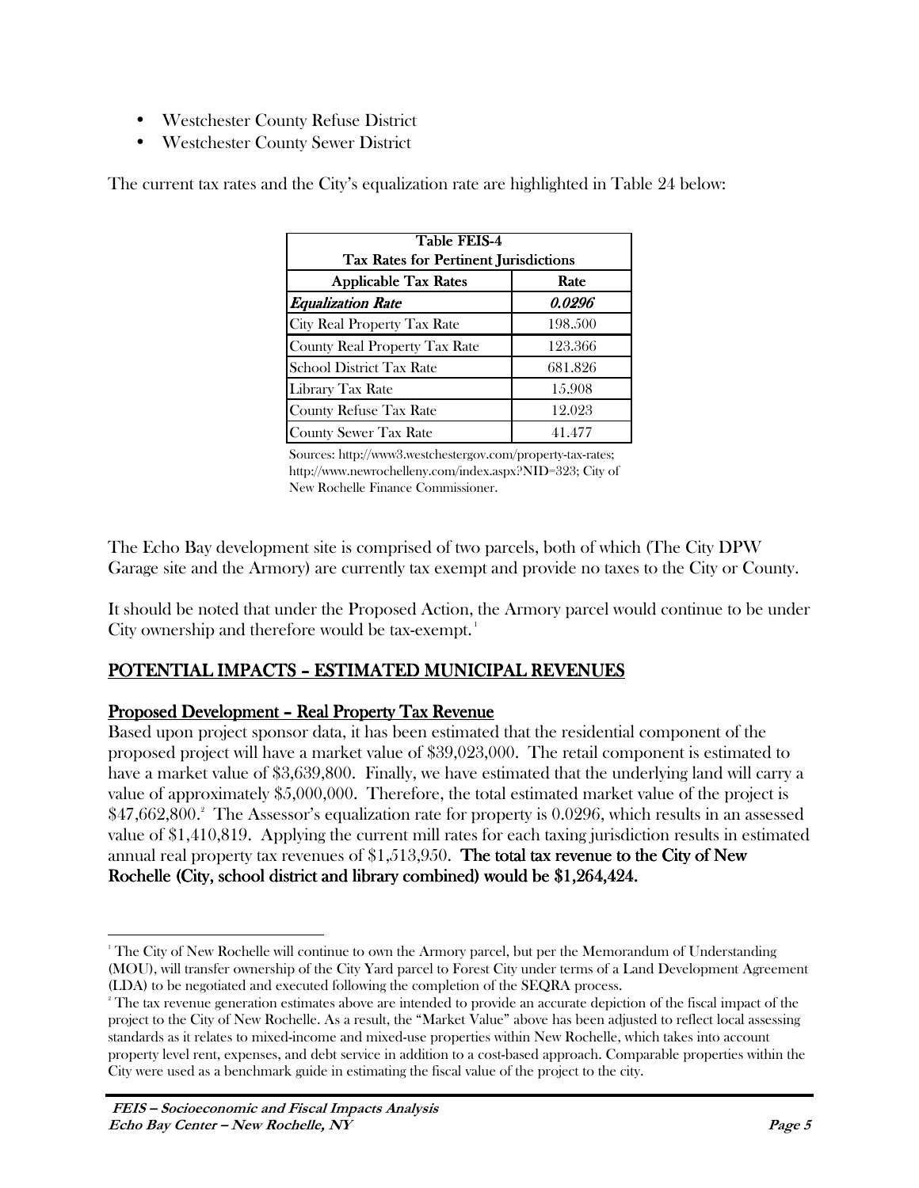- Westchester County Refuse District
- Westchester County Sewer District

The current tax rates and the City's equalization rate are highlighted in Table 24 below:

| Table FEIS-4<br>Tax Rates for Pertinent Jurisdictions | |
|---|---|
| **Applicable Tax Rates** | **Rate** |
| ***Equalization Rate*** | ***0.0296*** |
| City Real Property Tax Rate | 198.500 |
| County Real Property Tax Rate | 123.366 |
| School District Tax Rate | 681.826 |
| Library Tax Rate | 15.908 |
| County Refuse Tax Rate | 12.023 |
| County Sewer Tax Rate | 41.477 |

Sources: http://www3.westchestergov.com/property-tax-rates; http://www.newrochelleny.com/index.aspx?NID=323; City of New Rochelle Finance Commissioner.

The Echo Bay development site is comprised of two parcels, both of which (The City DPW Garage site and the Armory) are currently tax exempt and provide no taxes to the City or County.

It should be noted that under the Proposed Action, the Armory parcel would continue to be under City ownership and therefore would be tax-exempt.[1]

## POTENTIAL IMPACTS – ESTIMATED MUNICIPAL REVENUES

### Proposed Development – Real Property Tax Revenue

Based upon project sponsor data, it has been estimated that the residential component of the proposed project will have a market value of $39,023,000. The retail component is estimated to have a market value of $3,639,800. Finally, we have estimated that the underlying land will carry a value of approximately $5,000,000. Therefore, the total estimated market value of the project is $47,662,800.[2] The Assessor's equalization rate for property is 0.0296, which results in an assessed value of $1,410,819. Applying the current mill rates for each taxing jurisdiction results in estimated annual real property tax revenues of $1,513,950. **The total tax revenue to the City of New Rochelle (City, school district and library combined) would be $1,264,424.**

---

[1] The City of New Rochelle will continue to own the Armory parcel, but per the Memorandum of Understanding (MOU), will transfer ownership of the City Yard parcel to Forest City under terms of a Land Development Agreement (LDA) to be negotiated and executed following the completion of the SEQRA process.

[2] The tax revenue generation estimates above are intended to provide an accurate depiction of the fiscal impact of the project to the City of New Rochelle. As a result, the "Market Value" above has been adjusted to reflect local assessing standards as it relates to mixed-income and mixed-use properties within New Rochelle, which takes into account property level rent, expenses, and debt service in addition to a cost-based approach. Comparable properties within the City were used as a benchmark guide in estimating the fiscal value of the project to the city.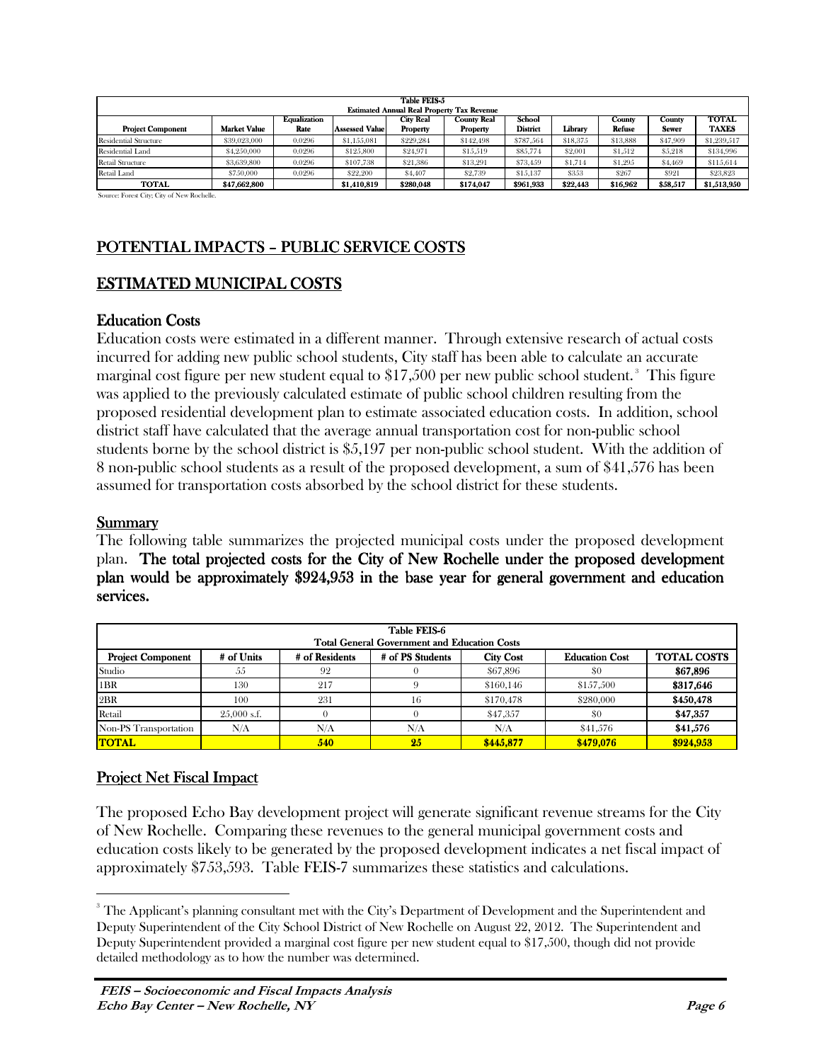| Table FEIS-5 | | | | | | | | | | |
|---|---|---|---|---|---|---|---|---|---|---|
| Estimated Annual Real Property Tax Revenue | | | | | | | | | | |
| **Project Component** | **Market Value** | **Equalization Rate** | **Assessed Value** | **City Real Property** | **County Real Property** | **School District** | **Library** | **County Refuse** | **County Sewer** | **TOTAL TAXES** |
| Residential Structure | $39,023,000 | 0.0296 | $1,155,081 | $229,284 | $142,498 | $787,564 | $18,375 | $13,888 | $47,909 | $1,239,517 |
| Residential Land | $4,250,000 | 0.0296 | $125,800 | $24,971 | $15,519 | $85,774 | $2,001 | $1,512 | $5,218 | $134,996 |
| Retail Structure | $3,639,800 | 0.0296 | $107,738 | $21,386 | $13,291 | $73,459 | $1,714 | $1,295 | $4,469 | $115,614 |
| Retail Land | $750,000 | 0.0296 | $22,200 | $4,407 | $2,739 | $15,137 | $353 | $267 | $921 | $23,823 |
| **TOTAL** | **$47,662,800** | | **$1,410,819** | **$280,048** | **$174,047** | **$961,933** | **$22,443** | **$16,962** | **$58,517** | **$1,513,950** |

Source: Forest City; City of New Rochelle.

## POTENTIAL IMPACTS – PUBLIC SERVICE COSTS

## ESTIMATED MUNICIPAL COSTS

### Education Costs

Education costs were estimated in a different manner. Through extensive research of actual costs incurred for adding new public school students, City staff has been able to calculate an accurate marginal cost figure per new student equal to $17,500 per new public school student.[3] This figure was applied to the previously calculated estimate of public school children resulting from the proposed residential development plan to estimate associated education costs. In addition, school district staff have calculated that the average annual transportation cost for non-public school students borne by the school district is $5,197 per non-public school student. With the addition of 8 non-public school students as a result of the proposed development, a sum of $41,576 has been assumed for transportation costs absorbed by the school district for these students.

### Summary

The following table summarizes the projected municipal costs under the proposed development plan. **The total projected costs for the City of New Rochelle under the proposed development plan would be approximately $924,953 in the base year for general government and education services.**

| Table FEIS-6 | | | | | | |
|---|---|---|---|---|---|---|
| Total General Government and Education Costs | | | | | | |
| **Project Component** | **# of Units** | **# of Residents** | **# of PS Students** | **City Cost** | **Education Cost** | **TOTAL COSTS** |
| Studio | 55 | 92 | 0 | $67,896 | $0 | **$67,896** |
| 1BR | 130 | 217 | 9 | $160,146 | $157,500 | **$317,646** |
| 2BR | 100 | 231 | 16 | $170,478 | $280,000 | **$450,478** |
| Retail | 25,000 s.f. | 0 | 0 | $47,357 | $0 | **$47,357** |
| Non-PS Transportation | N/A | N/A | N/A | N/A | $41,576 | **$41,576** |
| **TOTAL** | | **540** | **25** | **$445,877** | **$479,076** | **$924,953** |

### Project Net Fiscal Impact

The proposed Echo Bay development project will generate significant revenue streams for the City of New Rochelle. Comparing these revenues to the general municipal government costs and education costs likely to be generated by the proposed development indicates a net fiscal impact of approximately $753,593. Table FEIS-7 summarizes these statistics and calculations.

[3] The Applicant's planning consultant met with the City's Department of Development and the Superintendent and Deputy Superintendent of the City School District of New Rochelle on August 22, 2012. The Superintendent and Deputy Superintendent provided a marginal cost figure per new student equal to $17,500, though did not provide detailed methodology as to how the number was determined.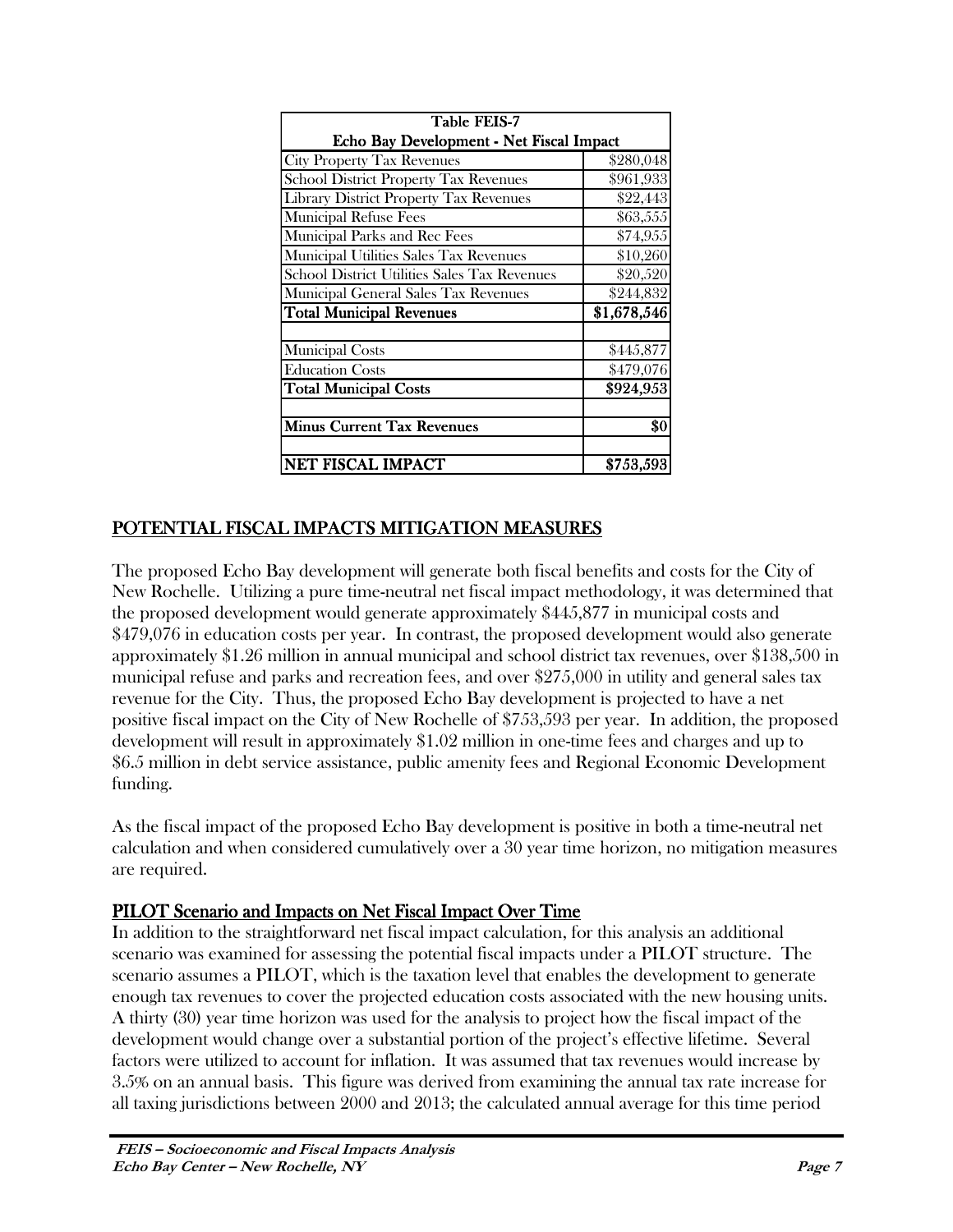| Table FEIS-7 | |
|---|---|
| **Echo Bay Development - Net Fiscal Impact** | |
| City Property Tax Revenues | \$280,048 |
| School District Property Tax Revenues | \$961,933 |
| Library District Property Tax Revenues | \$22,443 |
| Municipal Refuse Fees | \$63,555 |
| Municipal Parks and Rec Fees | \$74,955 |
| Municipal Utilities Sales Tax Revenues | \$10,260 |
| School District Utilities Sales Tax Revenues | \$20,520 |
| Municipal General Sales Tax Revenues | \$244,832 |
| **Total Municipal Revenues** | **\$1,678,546** |
| | |
| Municipal Costs | \$445,877 |
| Education Costs | \$479,076 |
| **Total Municipal Costs** | **\$924,953** |
| | |
| **Minus Current Tax Revenues** | **\$0** |
| | |
| **NET FISCAL IMPACT** | **\$753,593** |

## POTENTIAL FISCAL IMPACTS MITIGATION MEASURES

The proposed Echo Bay development will generate both fiscal benefits and costs for the City of New Rochelle. Utilizing a pure time-neutral net fiscal impact methodology, it was determined that the proposed development would generate approximately \$445,877 in municipal costs and \$479,076 in education costs per year. In contrast, the proposed development would also generate approximately \$1.26 million in annual municipal and school district tax revenues, over \$138,500 in municipal refuse and parks and recreation fees, and over \$275,000 in utility and general sales tax revenue for the City. Thus, the proposed Echo Bay development is projected to have a net positive fiscal impact on the City of New Rochelle of \$753,593 per year. In addition, the proposed development will result in approximately \$1.02 million in one-time fees and charges and up to \$6.5 million in debt service assistance, public amenity fees and Regional Economic Development funding.

As the fiscal impact of the proposed Echo Bay development is positive in both a time-neutral net calculation and when considered cumulatively over a 30 year time horizon, no mitigation measures are required.

### PILOT Scenario and Impacts on Net Fiscal Impact Over Time

In addition to the straightforward net fiscal impact calculation, for this analysis an additional scenario was examined for assessing the potential fiscal impacts under a PILOT structure. The scenario assumes a PILOT, which is the taxation level that enables the development to generate enough tax revenues to cover the projected education costs associated with the new housing units. A thirty (30) year time horizon was used for the analysis to project how the fiscal impact of the development would change over a substantial portion of the project's effective lifetime. Several factors were utilized to account for inflation. It was assumed that tax revenues would increase by 3.5% on an annual basis. This figure was derived from examining the annual tax rate increase for all taxing jurisdictions between 2000 and 2013; the calculated annual average for this time period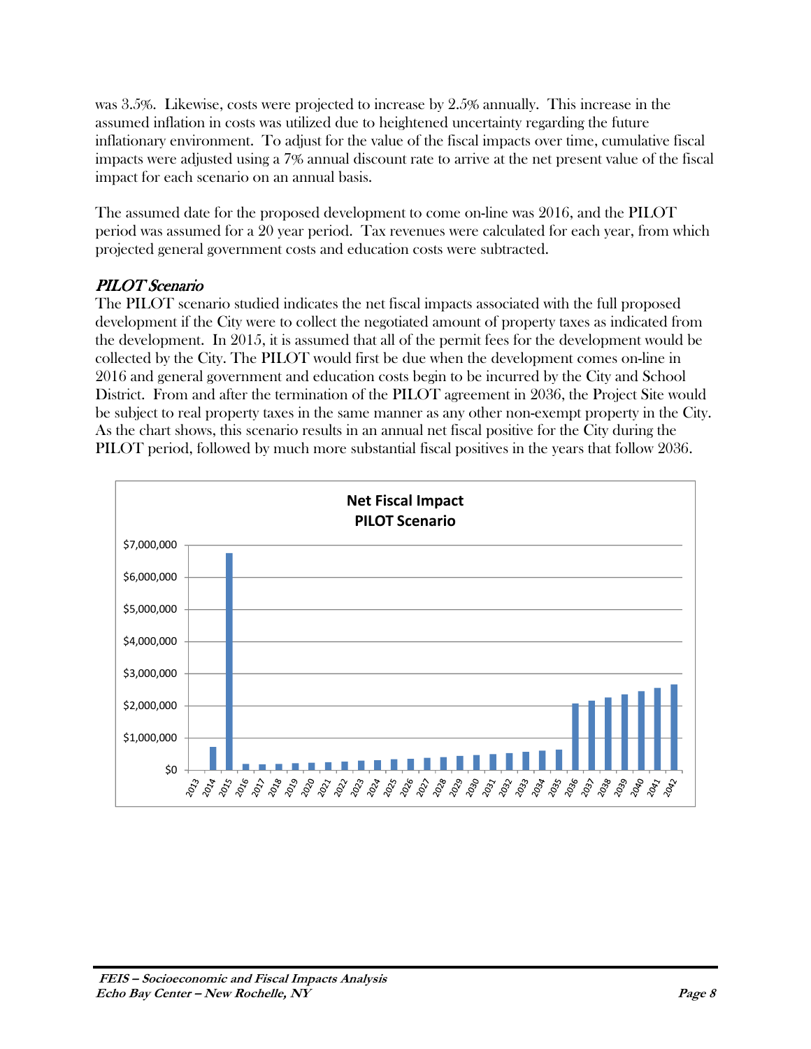was 3.5%. Likewise, costs were projected to increase by 2.5% annually. This increase in the assumed inflation in costs was utilized due to heightened uncertainty regarding the future inflationary environment. To adjust for the value of the fiscal impacts over time, cumulative fiscal impacts were adjusted using a 7% annual discount rate to arrive at the net present value of the fiscal impact for each scenario on an annual basis.

The assumed date for the proposed development to come on-line was 2016, and the PILOT period was assumed for a 20 year period. Tax revenues were calculated for each year, from which projected general government costs and education costs were subtracted.

### *PILOT Scenario*

The PILOT scenario studied indicates the net fiscal impacts associated with the full proposed development if the City were to collect the negotiated amount of property taxes as indicated from the development. In 2015, it is assumed that all of the permit fees for the development would be collected by the City. The PILOT would first be due when the development comes on-line in 2016 and general government and education costs begin to be incurred by the City and School District. From and after the termination of the PILOT agreement in 2036, the Project Site would be subject to real property taxes in the same manner as any other non-exempt property in the City. As the chart shows, this scenario results in an annual net fiscal positive for the City during the PILOT period, followed by much more substantial fiscal positives in the years that follow 2036.

**Net Fiscal Impact**
**PILOT Scenario**

$7,000,000
$6,000,000
$5,000,000
$4,000,000
$3,000,000
$2,000,000
$1,000,000
$0

2013 2014 2015 2016 2017 2018 2019 2020 2021 2022 2023 2024 2025 2026 2027 2028 2029 2030 2031 2032 2033 2034 2035 2036 2037 2038 2039 2040 2041 2042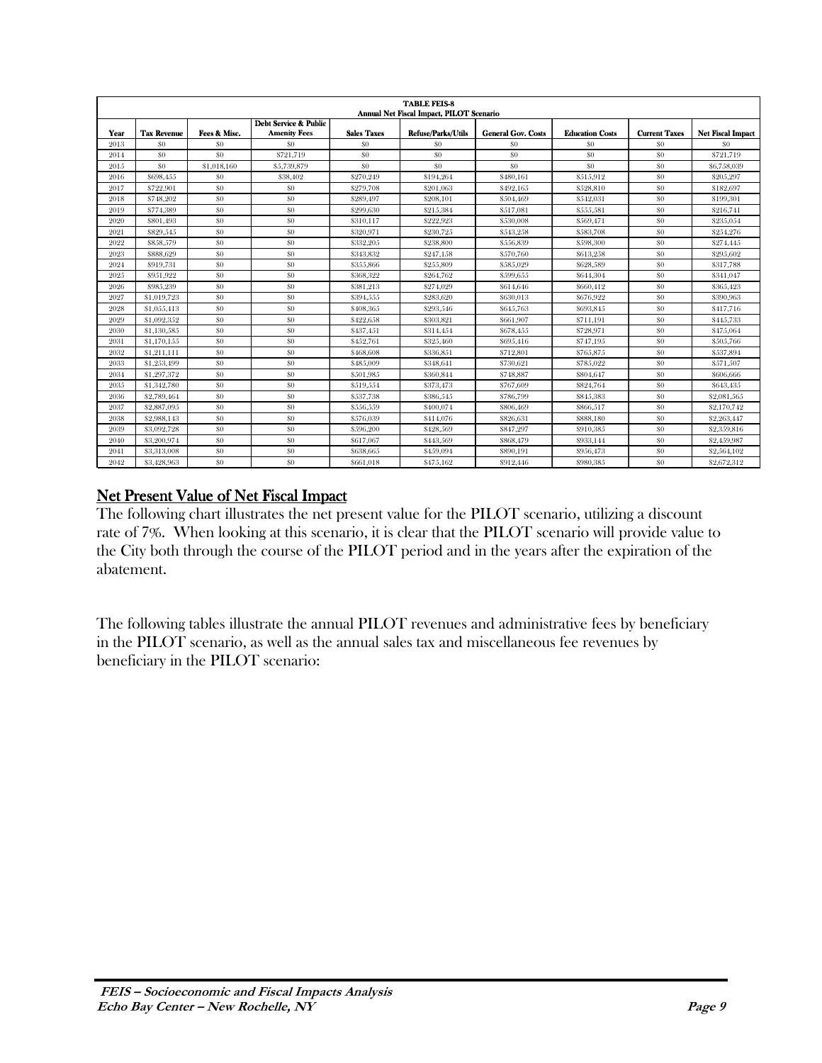| TABLE FEIS-8 Annual Net Fiscal Impact, PILOT Scenario | | | | | | | | | |
|---|---|---|---|---|---|---|---|---|---|
| Year | Tax Revenue | Fees & Misc. | Debt Service & Public Amenity Fees | Sales Taxes | Refuse/Parks/Utils | General Gov. Costs | Education Costs | Current Taxes | Net Fiscal Impact |
| 2013 | $0 | $0 | $0 | $0 | $0 | $0 | $0 | $0 | $0 |
| 2014 | $0 | $0 | $721,719 | $0 | $0 | $0 | $0 | $0 | $721,719 |
| 2015 | $0 | $1,018,160 | $5,739,879 | $0 | $0 | $0 | $0 | $0 | $6,758,039 |
| 2016 | $698,455 | $0 | $38,402 | $270,249 | $194,264 | $480,161 | $515,912 | $0 | $205,297 |
| 2017 | $722,901 | $0 | $0 | $279,708 | $201,063 | $492,165 | $528,810 | $0 | $182,697 |
| 2018 | $748,202 | $0 | $0 | $289,497 | $208,101 | $504,469 | $542,031 | $0 | $199,301 |
| 2019 | $774,389 | $0 | $0 | $299,630 | $215,384 | $517,081 | $555,581 | $0 | $216,741 |
| 2020 | $801,493 | $0 | $0 | $310,117 | $222,923 | $530,008 | $569,471 | $0 | $235,054 |
| 2021 | $829,545 | $0 | $0 | $320,971 | $230,725 | $543,258 | $583,708 | $0 | $254,276 |
| 2022 | $858,579 | $0 | $0 | $332,205 | $238,800 | $556,839 | $598,300 | $0 | $274,445 |
| 2023 | $888,629 | $0 | $0 | $343,832 | $247,158 | $570,760 | $613,258 | $0 | $295,602 |
| 2024 | $919,731 | $0 | $0 | $355,866 | $255,809 | $585,029 | $628,589 | $0 | $317,788 |
| 2025 | $951,922 | $0 | $0 | $368,322 | $264,762 | $599,655 | $644,304 | $0 | $341,047 |
| 2026 | $985,239 | $0 | $0 | $381,213 | $274,029 | $614,646 | $660,412 | $0 | $365,423 |
| 2027 | $1,019,723 | $0 | $0 | $394,555 | $283,620 | $630,013 | $676,922 | $0 | $390,963 |
| 2028 | $1,055,413 | $0 | $0 | $408,365 | $293,546 | $645,763 | $693,845 | $0 | $417,716 |
| 2029 | $1,092,352 | $0 | $0 | $422,658 | $303,821 | $661,907 | $711,191 | $0 | $445,733 |
| 2030 | $1,130,585 | $0 | $0 | $437,451 | $314,454 | $678,455 | $728,971 | $0 | $475,064 |
| 2031 | $1,170,155 | $0 | $0 | $452,761 | $325,460 | $695,416 | $747,195 | $0 | $505,766 |
| 2032 | $1,211,111 | $0 | $0 | $468,608 | $336,851 | $712,801 | $765,875 | $0 | $537,894 |
| 2033 | $1,253,499 | $0 | $0 | $485,009 | $348,641 | $730,621 | $785,022 | $0 | $571,507 |
| 2034 | $1,297,372 | $0 | $0 | $501,985 | $360,844 | $748,887 | $804,647 | $0 | $606,666 |
| 2035 | $1,342,780 | $0 | $0 | $519,554 | $373,473 | $767,609 | $824,764 | $0 | $643,435 |
| 2036 | $2,789,464 | $0 | $0 | $537,738 | $386,545 | $786,799 | $845,383 | $0 | $2,081,565 |
| 2037 | $2,887,095 | $0 | $0 | $556,559 | $400,074 | $806,469 | $866,517 | $0 | $2,170,742 |
| 2038 | $2,988,143 | $0 | $0 | $576,039 | $414,076 | $826,631 | $888,180 | $0 | $2,263,447 |
| 2039 | $3,092,728 | $0 | $0 | $596,200 | $428,569 | $847,297 | $910,385 | $0 | $2,359,816 |
| 2040 | $3,200,974 | $0 | $0 | $617,067 | $443,569 | $868,479 | $933,144 | $0 | $2,459,987 |
| 2041 | $3,313,008 | $0 | $0 | $638,665 | $459,094 | $890,191 | $956,473 | $0 | $2,564,102 |
| 2042 | $3,428,963 | $0 | $0 | $661,018 | $475,162 | $912,446 | $980,385 | $0 | $2,672,312 |

## Net Present Value of Net Fiscal Impact

The following chart illustrates the net present value for the PILOT scenario, utilizing a discount rate of 7%. When looking at this scenario, it is clear that the PILOT scenario will provide value to the City both through the course of the PILOT period and in the years after the expiration of the abatement.

The following tables illustrate the annual PILOT revenues and administrative fees by beneficiary in the PILOT scenario, as well as the annual sales tax and miscellaneous fee revenues by beneficiary in the PILOT scenario: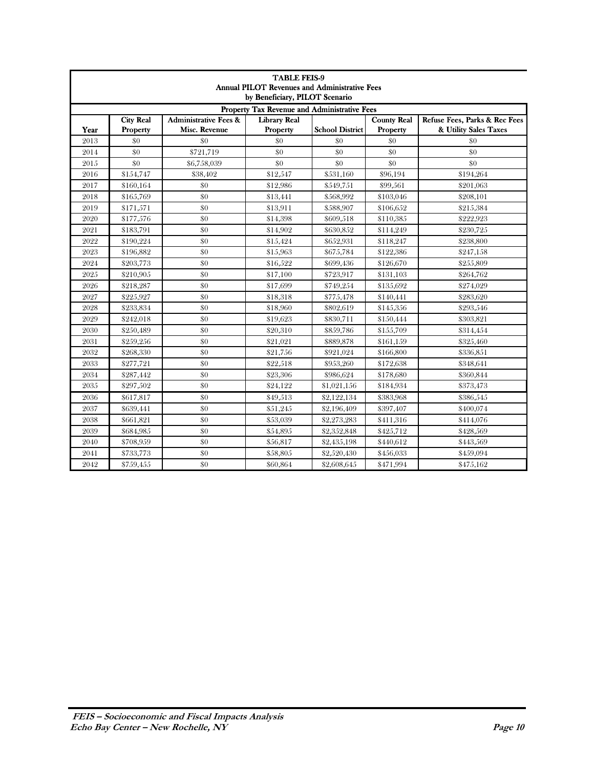**TABLE FEIS-9**
**Annual PILOT Revenues and Administrative Fees**
**by Beneficiary, PILOT Scenario**

| Property Tax Revenue and Administrative Fees | | | | | | |
|---|---|---|---|---|---|---|
| **Year** | **City Real Property** | **Administrative Fees & Misc. Revenue** | **Library Real Property** | **School District** | **County Real Property** | **Refuse Fees, Parks & Rec Fees & Utility Sales Taxes** |
| 2013 | $0 | $0 | $0 | $0 | $0 | $0 |
| 2014 | $0 | $721,719 | $0 | $0 | $0 | $0 |
| 2015 | $0 | $6,758,039 | $0 | $0 | $0 | $0 |
| 2016 | $154,747 | $38,402 | $12,547 | $531,160 | $96,194 | $194,264 |
| 2017 | $160,164 | $0 | $12,986 | $549,751 | $99,561 | $201,063 |
| 2018 | $165,769 | $0 | $13,441 | $568,992 | $103,046 | $208,101 |
| 2019 | $171,571 | $0 | $13,911 | $588,907 | $106,652 | $215,384 |
| 2020 | $177,576 | $0 | $14,398 | $609,518 | $110,385 | $222,923 |
| 2021 | $183,791 | $0 | $14,902 | $630,852 | $114,249 | $230,725 |
| 2022 | $190,224 | $0 | $15,424 | $652,931 | $118,247 | $238,800 |
| 2023 | $196,882 | $0 | $15,963 | $675,784 | $122,386 | $247,158 |
| 2024 | $203,773 | $0 | $16,522 | $699,436 | $126,670 | $255,809 |
| 2025 | $210,905 | $0 | $17,100 | $723,917 | $131,103 | $264,762 |
| 2026 | $218,287 | $0 | $17,699 | $749,254 | $135,692 | $274,029 |
| 2027 | $225,927 | $0 | $18,318 | $775,478 | $140,441 | $283,620 |
| 2028 | $233,834 | $0 | $18,960 | $802,619 | $145,356 | $293,546 |
| 2029 | $242,018 | $0 | $19,623 | $830,711 | $150,444 | $303,821 |
| 2030 | $250,489 | $0 | $20,310 | $859,786 | $155,709 | $314,454 |
| 2031 | $259,256 | $0 | $21,021 | $889,878 | $161,159 | $325,460 |
| 2032 | $268,330 | $0 | $21,756 | $921,024 | $166,800 | $336,851 |
| 2033 | $277,721 | $0 | $22,518 | $953,260 | $172,638 | $348,641 |
| 2034 | $287,442 | $0 | $23,306 | $986,624 | $178,680 | $360,844 |
| 2035 | $297,502 | $0 | $24,122 | $1,021,156 | $184,934 | $373,473 |
| 2036 | $617,817 | $0 | $49,513 | $2,122,134 | $383,968 | $386,545 |
| 2037 | $639,441 | $0 | $51,245 | $2,196,409 | $397,407 | $400,074 |
| 2038 | $661,821 | $0 | $53,039 | $2,273,283 | $411,316 | $414,076 |
| 2039 | $684,985 | $0 | $54,895 | $2,352,848 | $425,712 | $428,569 |
| 2040 | $708,959 | $0 | $56,817 | $2,435,198 | $440,612 | $443,569 |
| 2041 | $733,773 | $0 | $58,805 | $2,520,430 | $456,033 | $459,094 |
| 2042 | $759,455 | $0 | $60,864 | $2,608,645 | $471,994 | $475,162 |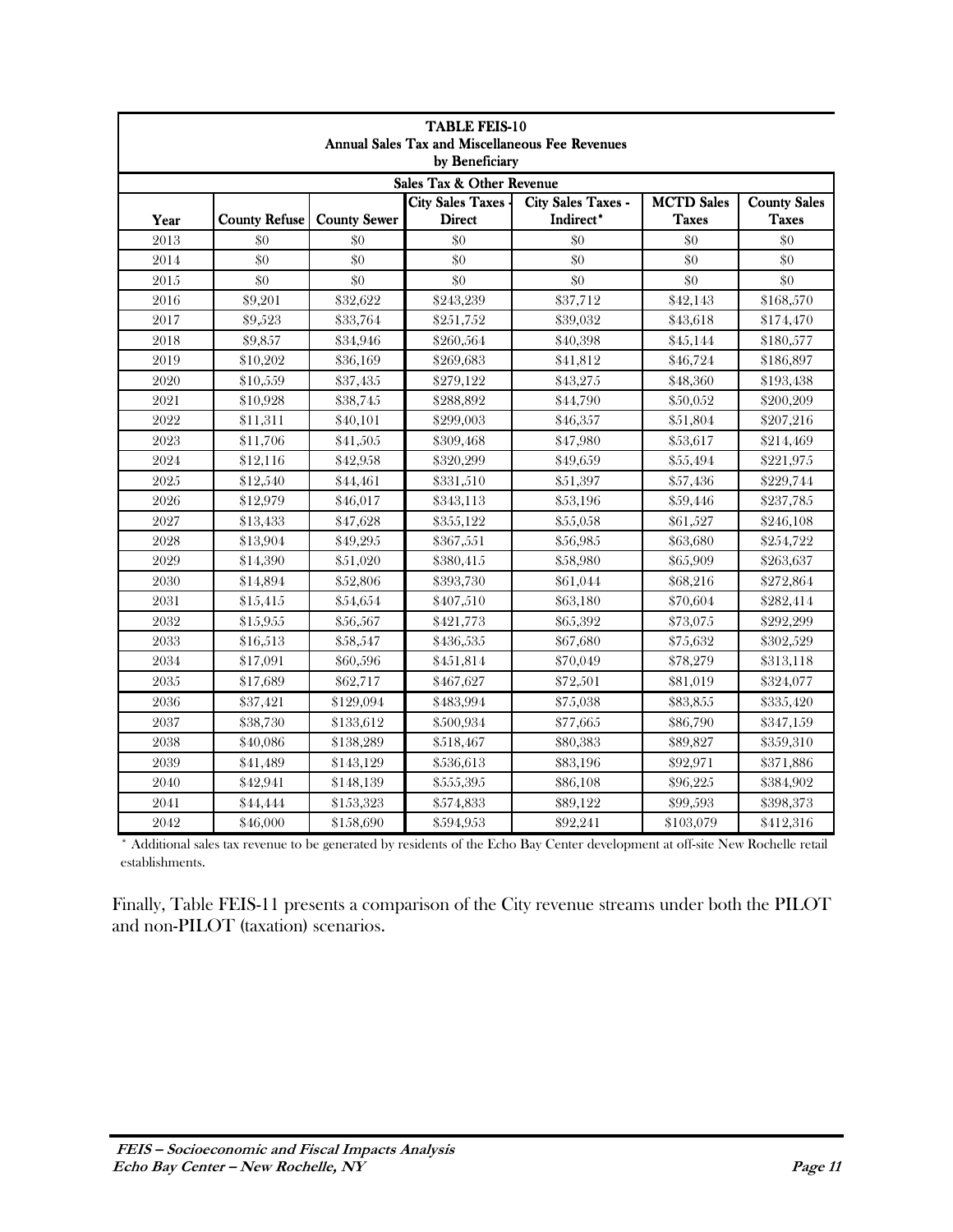**TABLE FEIS-10**
**Annual Sales Tax and Miscellaneous Fee Revenues by Beneficiary**

| Sales Tax & Other Revenue | | | | | | |
|---|---|---|---|---|---|---|
| **Year** | **County Refuse** | **County Sewer** | **City Sales Taxes - Direct** | **City Sales Taxes - Indirect*** | **MCTD Sales Taxes** | **County Sales Taxes** |
| 2013 | $0 | $0 | $0 | $0 | $0 | $0 |
| 2014 | $0 | $0 | $0 | $0 | $0 | $0 |
| 2015 | $0 | $0 | $0 | $0 | $0 | $0 |
| 2016 | $9,201 | $32,622 | $243,239 | $37,712 | $42,143 | $168,570 |
| 2017 | $9,523 | $33,764 | $251,752 | $39,032 | $43,618 | $174,470 |
| 2018 | $9,857 | $34,946 | $260,564 | $40,398 | $45,144 | $180,577 |
| 2019 | $10,202 | $36,169 | $269,683 | $41,812 | $46,724 | $186,897 |
| 2020 | $10,559 | $37,435 | $279,122 | $43,275 | $48,360 | $193,438 |
| 2021 | $10,928 | $38,745 | $288,892 | $44,790 | $50,052 | $200,209 |
| 2022 | $11,311 | $40,101 | $299,003 | $46,357 | $51,804 | $207,216 |
| 2023 | $11,706 | $41,505 | $309,468 | $47,980 | $53,617 | $214,469 |
| 2024 | $12,116 | $42,958 | $320,299 | $49,659 | $55,494 | $221,975 |
| 2025 | $12,540 | $44,461 | $331,510 | $51,397 | $57,436 | $229,744 |
| 2026 | $12,979 | $46,017 | $343,113 | $53,196 | $59,446 | $237,785 |
| 2027 | $13,433 | $47,628 | $355,122 | $55,058 | $61,527 | $246,108 |
| 2028 | $13,904 | $49,295 | $367,551 | $56,985 | $63,680 | $254,722 |
| 2029 | $14,390 | $51,020 | $380,415 | $58,980 | $65,909 | $263,637 |
| 2030 | $14,894 | $52,806 | $393,730 | $61,044 | $68,216 | $272,864 |
| 2031 | $15,415 | $54,654 | $407,510 | $63,180 | $70,604 | $282,414 |
| 2032 | $15,955 | $56,567 | $421,773 | $65,392 | $73,075 | $292,299 |
| 2033 | $16,513 | $58,547 | $436,535 | $67,680 | $75,632 | $302,529 |
| 2034 | $17,091 | $60,596 | $451,814 | $70,049 | $78,279 | $313,118 |
| 2035 | $17,689 | $62,717 | $467,627 | $72,501 | $81,019 | $324,077 |
| 2036 | $37,421 | $129,094 | $483,994 | $75,038 | $83,855 | $335,420 |
| 2037 | $38,730 | $133,612 | $500,934 | $77,665 | $86,790 | $347,159 |
| 2038 | $40,086 | $138,289 | $518,467 | $80,383 | $89,827 | $359,310 |
| 2039 | $41,489 | $143,129 | $536,613 | $83,196 | $92,971 | $371,886 |
| 2040 | $42,941 | $148,139 | $555,395 | $86,108 | $96,225 | $384,902 |
| 2041 | $44,444 | $153,323 | $574,833 | $89,122 | $99,593 | $398,373 |
| 2042 | $46,000 | $158,690 | $594,953 | $92,241 | $103,079 | $412,316 |

* Additional sales tax revenue to be generated by residents of the Echo Bay Center development at off-site New Rochelle retail establishments.

Finally, Table FEIS-11 presents a comparison of the City revenue streams under both the PILOT and non-PILOT (taxation) scenarios.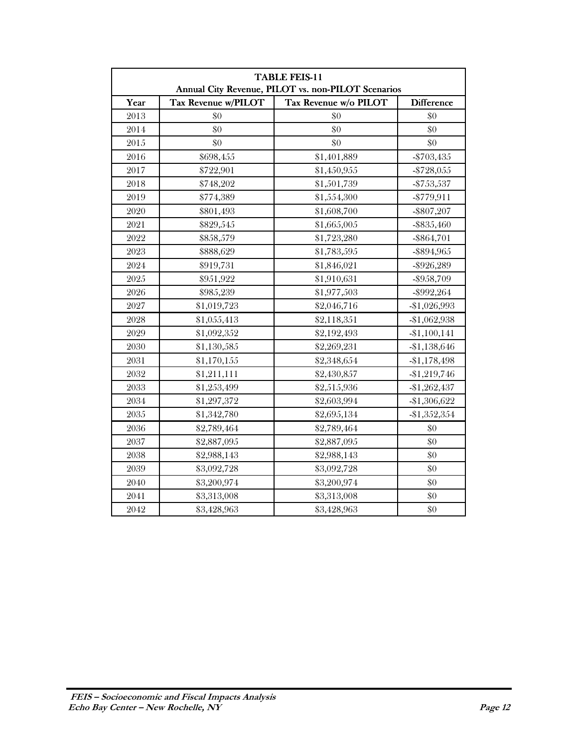| TABLE FEIS-11<br>Annual City Revenue, PILOT vs. non-PILOT Scenarios | | | |
|---|---|---|---|
| **Year** | **Tax Revenue w/PILOT** | **Tax Revenue w/o PILOT** | **Difference** |
| 2013 | $0 | $0 | $0 |
| 2014 | $0 | $0 | $0 |
| 2015 | $0 | $0 | $0 |
| 2016 | $698,455 | $1,401,889 | -$703,435 |
| 2017 | $722,901 | $1,450,955 | -$728,055 |
| 2018 | $748,202 | $1,501,739 | -$753,537 |
| 2019 | $774,389 | $1,554,300 | -$779,911 |
| 2020 | $801,493 | $1,608,700 | -$807,207 |
| 2021 | $829,545 | $1,665,005 | -$835,460 |
| 2022 | $858,579 | $1,723,280 | -$864,701 |
| 2023 | $888,629 | $1,783,595 | -$894,965 |
| 2024 | $919,731 | $1,846,021 | -$926,289 |
| 2025 | $951,922 | $1,910,631 | -$958,709 |
| 2026 | $985,239 | $1,977,503 | -$992,264 |
| 2027 | $1,019,723 | $2,046,716 | -$1,026,993 |
| 2028 | $1,055,413 | $2,118,351 | -$1,062,938 |
| 2029 | $1,092,352 | $2,192,493 | -$1,100,141 |
| 2030 | $1,130,585 | $2,269,231 | -$1,138,646 |
| 2031 | $1,170,155 | $2,348,654 | -$1,178,498 |
| 2032 | $1,211,111 | $2,430,857 | -$1,219,746 |
| 2033 | $1,253,499 | $2,515,936 | -$1,262,437 |
| 2034 | $1,297,372 | $2,603,994 | -$1,306,622 |
| 2035 | $1,342,780 | $2,695,134 | -$1,352,354 |
| 2036 | $2,789,464 | $2,789,464 | $0 |
| 2037 | $2,887,095 | $2,887,095 | $0 |
| 2038 | $2,988,143 | $2,988,143 | $0 |
| 2039 | $3,092,728 | $3,092,728 | $0 |
| 2040 | $3,200,974 | $3,200,974 | $0 |
| 2041 | $3,313,008 | $3,313,008 | $0 |
| 2042 | $3,428,963 | $3,428,963 | $0 |